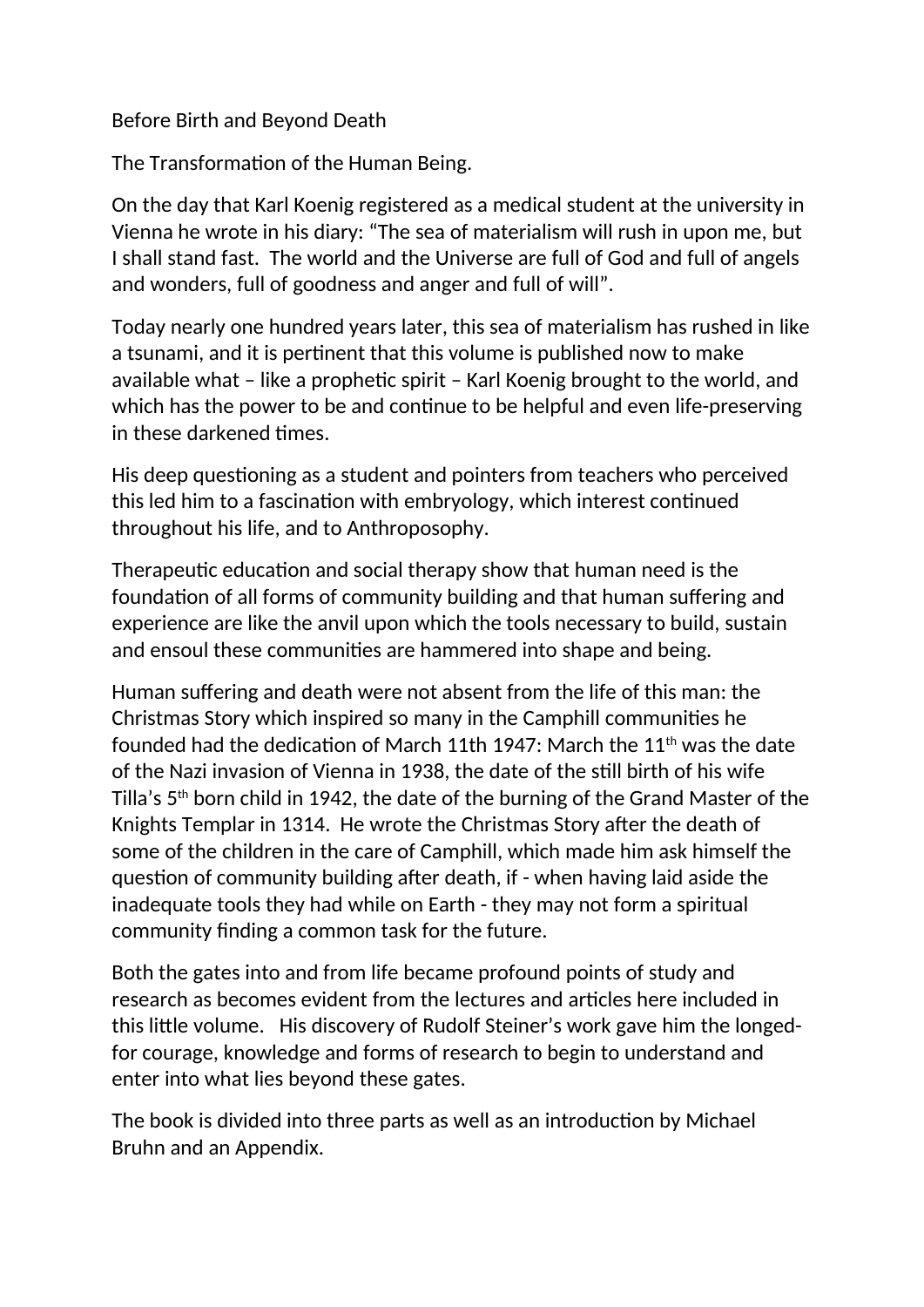# Before Birth and Beyond Death

## The Transformation of the Human Being.

On the day that Karl Koenig registered as a medical student at the university in Vienna he wrote in his diary: "The sea of materialism will rush in upon me, but I shall stand fast. The world and the Universe are full of God and full of angels and wonders, full of goodness and anger and full of will".

Today nearly one hundred years later, this sea of materialism has rushed in like a tsunami, and it is pertinent that this volume is published now to make available what – like a prophetic spirit – Karl Koenig brought to the world, and which has the power to be and continue to be helpful and even life-preserving in these darkened times.

His deep questioning as a student and pointers from teachers who perceived this led him to a fascination with embryology, which interest continued throughout his life, and to Anthroposophy.

Therapeutic education and social therapy show that human need is the foundation of all forms of community building and that human suffering and experience are like the anvil upon which the tools necessary to build, sustain and ensoul these communities are hammered into shape and being.

Human suffering and death were not absent from the life of this man: the Christmas Story which inspired so many in the Camphill communities he founded had the dedication of March 11th 1947: March the 11th was the date of the Nazi invasion of Vienna in 1938, the date of the still birth of his wife Tilla's 5th born child in 1942, the date of the burning of the Grand Master of the Knights Templar in 1314. He wrote the Christmas Story after the death of some of the children in the care of Camphill, which made him ask himself the question of community building after death, if - when having laid aside the inadequate tools they had while on Earth - they may not form a spiritual community finding a common task for the future.

Both the gates into and from life became profound points of study and research as becomes evident from the lectures and articles here included in this little volume. His discovery of Rudolf Steiner's work gave him the longed-for courage, knowledge and forms of research to begin to understand and enter into what lies beyond these gates.

The book is divided into three parts as well as an introduction by Michael Bruhn and an Appendix.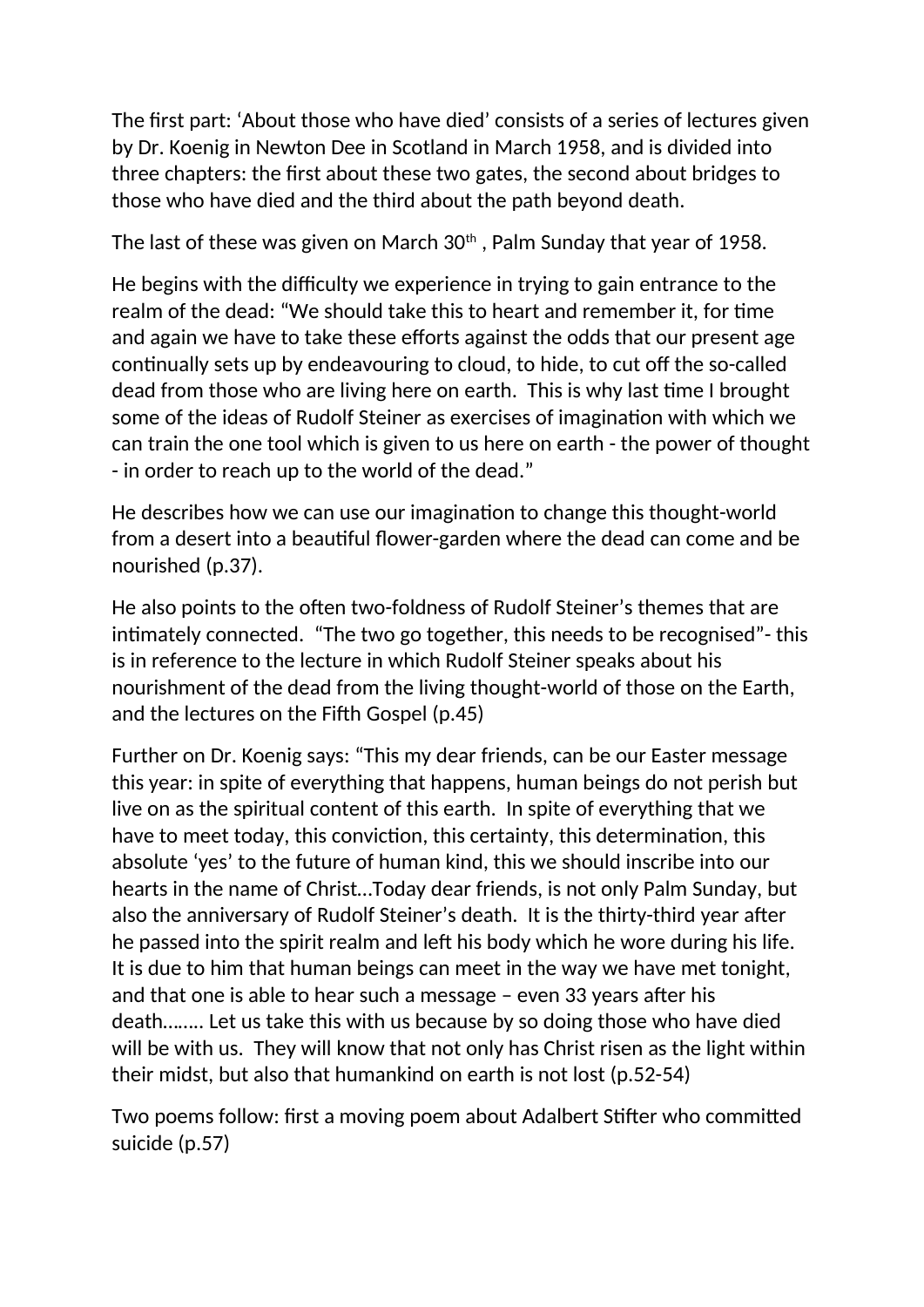The first part: ‘About those who have died’ consists of a series of lectures given by Dr. Koenig in Newton Dee in Scotland in March 1958, and is divided into three chapters: the first about these two gates, the second about bridges to those who have died and the third about the path beyond death.

The last of these was given on March 30th , Palm Sunday that year of 1958.

He begins with the difficulty we experience in trying to gain entrance to the realm of the dead: “We should take this to heart and remember it, for time and again we have to take these efforts against the odds that our present age continually sets up by endeavouring to cloud, to hide, to cut off the so-called dead from those who are living here on earth. This is why last time I brought some of the ideas of Rudolf Steiner as exercises of imagination with which we can train the one tool which is given to us here on earth - the power of thought - in order to reach up to the world of the dead.”

He describes how we can use our imagination to change this thought-world from a desert into a beautiful flower-garden where the dead can come and be nourished (p.37).

He also points to the often two-foldness of Rudolf Steiner’s themes that are intimately connected. “The two go together, this needs to be recognised”- this is in reference to the lecture in which Rudolf Steiner speaks about his nourishment of the dead from the living thought-world of those on the Earth, and the lectures on the Fifth Gospel (p.45)

Further on Dr. Koenig says: “This my dear friends, can be our Easter message this year: in spite of everything that happens, human beings do not perish but live on as the spiritual content of this earth. In spite of everything that we have to meet today, this conviction, this certainty, this determination, this absolute ‘yes’ to the future of human kind, this we should inscribe into our hearts in the name of Christ…Today dear friends, is not only Palm Sunday, but also the anniversary of Rudolf Steiner’s death. It is the thirty-third year after he passed into the spirit realm and left his body which he wore during his life. It is due to him that human beings can meet in the way we have met tonight, and that one is able to hear such a message – even 33 years after his death…….. Let us take this with us because by so doing those who have died will be with us. They will know that not only has Christ risen as the light within their midst, but also that humankind on earth is not lost (p.52-54)

Two poems follow: first a moving poem about Adalbert Stifter who committed suicide (p.57)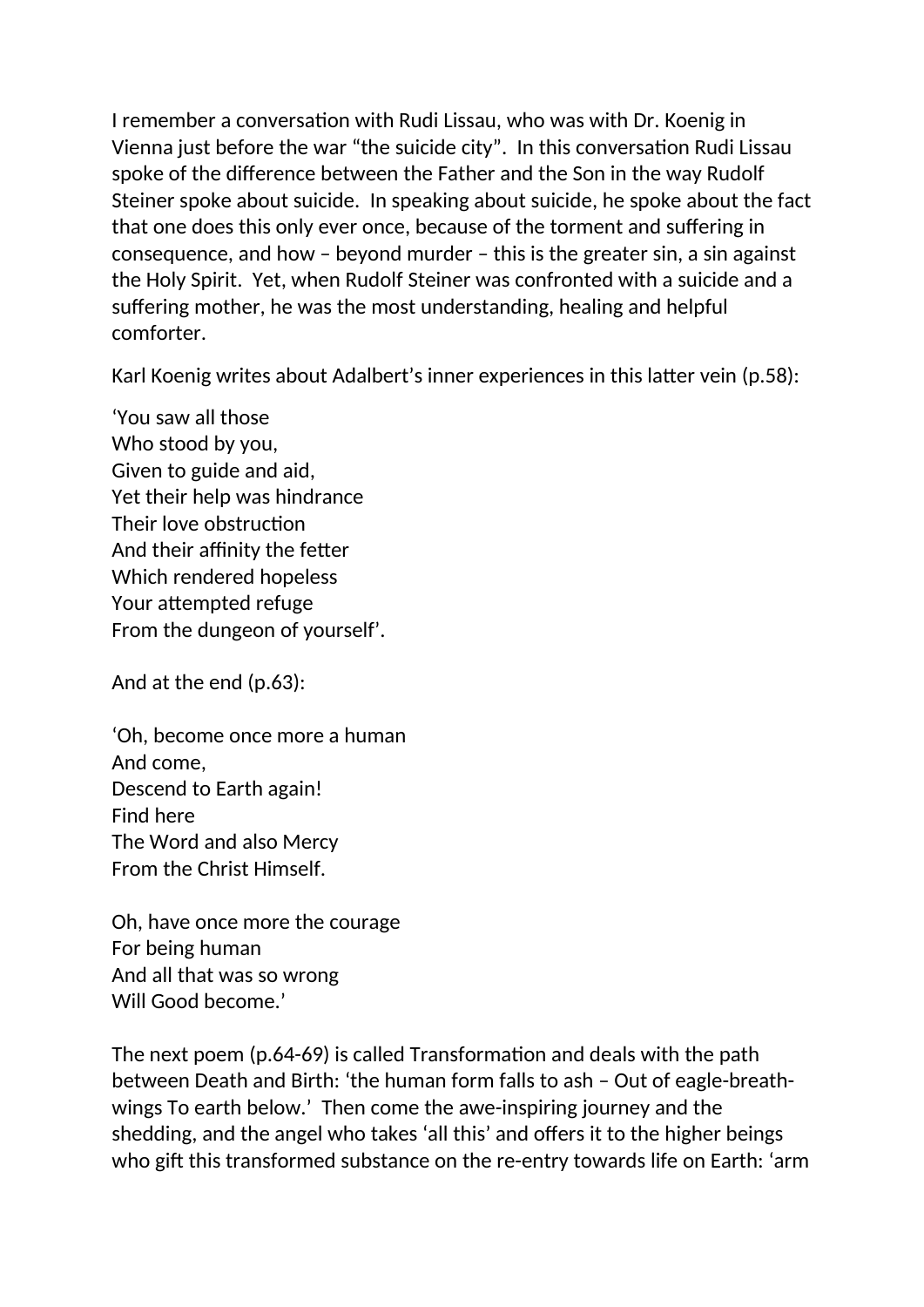I remember a conversation with Rudi Lissau, who was with Dr. Koenig in Vienna just before the war "the suicide city". In this conversation Rudi Lissau spoke of the difference between the Father and the Son in the way Rudolf Steiner spoke about suicide. In speaking about suicide, he spoke about the fact that one does this only ever once, because of the torment and suffering in consequence, and how – beyond murder – this is the greater sin, a sin against the Holy Spirit. Yet, when Rudolf Steiner was confronted with a suicide and a suffering mother, he was the most understanding, healing and helpful comforter.

Karl Koenig writes about Adalbert's inner experiences in this latter vein (p.58):

'You saw all those  
Who stood by you,  
Given to guide and aid,  
Yet their help was hindrance  
Their love obstruction  
And their affinity the fetter  
Which rendered hopeless  
Your attempted refuge  
From the dungeon of yourself'.

And at the end (p.63):

'Oh, become once more a human  
And come,  
Descend to Earth again!  
Find here  
The Word and also Mercy  
From the Christ Himself.

Oh, have once more the courage  
For being human  
And all that was so wrong  
Will Good become.'

The next poem (p.64-69) is called Transformation and deals with the path between Death and Birth: 'the human form falls to ash – Out of eagle-breath-wings To earth below.' Then come the awe-inspiring journey and the shedding, and the angel who takes 'all this' and offers it to the higher beings who gift this transformed substance on the re-entry towards life on Earth: 'arm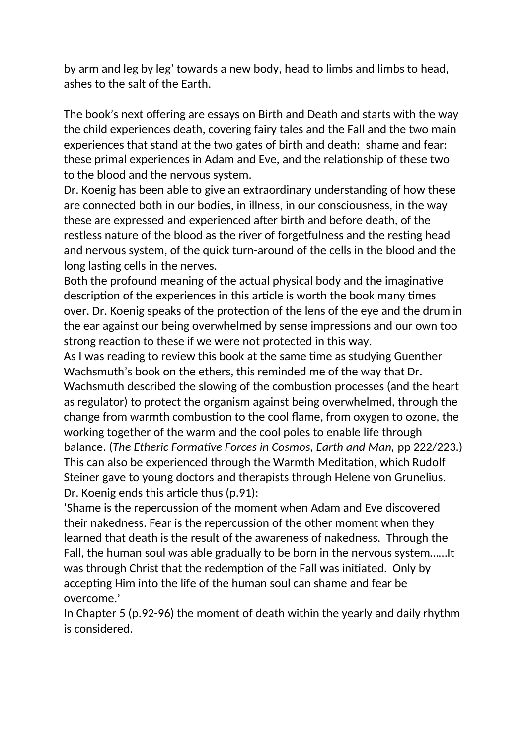by arm and leg by leg' towards a new body, head to limbs and limbs to head, ashes to the salt of the Earth.

The book's next offering are essays on Birth and Death and starts with the way the child experiences death, covering fairy tales and the Fall and the two main experiences that stand at the two gates of birth and death: shame and fear: these primal experiences in Adam and Eve, and the relationship of these two to the blood and the nervous system.

Dr. Koenig has been able to give an extraordinary understanding of how these are connected both in our bodies, in illness, in our consciousness, in the way these are expressed and experienced after birth and before death, of the restless nature of the blood as the river of forgetfulness and the resting head and nervous system, of the quick turn-around of the cells in the blood and the long lasting cells in the nerves.

Both the profound meaning of the actual physical body and the imaginative description of the experiences in this article is worth the book many times over. Dr. Koenig speaks of the protection of the lens of the eye and the drum in the ear against our being overwhelmed by sense impressions and our own too strong reaction to these if we were not protected in this way.

As I was reading to review this book at the same time as studying Guenther Wachsmuth's book on the ethers, this reminded me of the way that Dr. Wachsmuth described the slowing of the combustion processes (and the heart as regulator) to protect the organism against being overwhelmed, through the change from warmth combustion to the cool flame, from oxygen to ozone, the working together of the warm and the cool poles to enable life through balance. (*The Etheric Formative Forces in Cosmos, Earth and Man*, pp 222/223.)

This can also be experienced through the Warmth Meditation, which Rudolf Steiner gave to young doctors and therapists through Helene von Grunelius.

Dr. Koenig ends this article thus (p.91):

'Shame is the repercussion of the moment when Adam and Eve discovered their nakedness. Fear is the repercussion of the other moment when they learned that death is the result of the awareness of nakedness. Through the Fall, the human soul was able gradually to be born in the nervous system……It was through Christ that the redemption of the Fall was initiated. Only by accepting Him into the life of the human soul can shame and fear be overcome.'

In Chapter 5 (p.92-96) the moment of death within the yearly and daily rhythm is considered.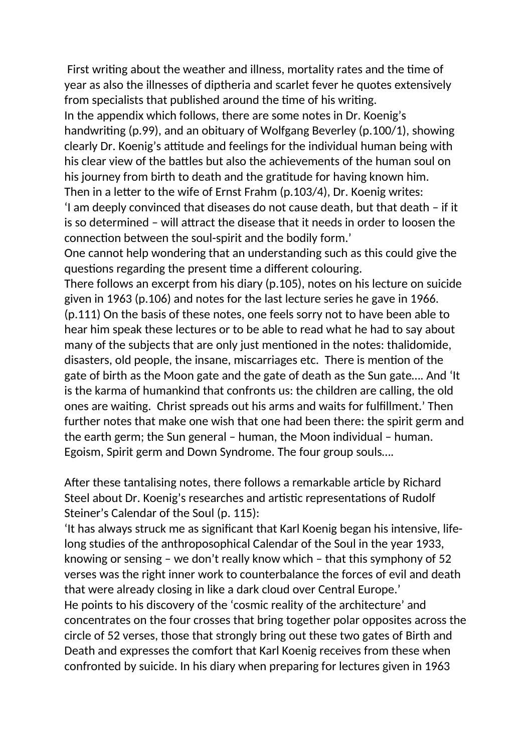First writing about the weather and illness, mortality rates and the time of year as also the illnesses of diptheria and scarlet fever he quotes extensively from specialists that published around the time of his writing.

In the appendix which follows, there are some notes in Dr. Koenig's handwriting (p.99), and an obituary of Wolfgang Beverley (p.100/1), showing clearly Dr. Koenig's attitude and feelings for the individual human being with his clear view of the battles but also the achievements of the human soul on his journey from birth to death and the gratitude for having known him.

Then in a letter to the wife of Ernst Frahm (p.103/4), Dr. Koenig writes:

'I am deeply convinced that diseases do not cause death, but that death – if it is so determined – will attract the disease that it needs in order to loosen the connection between the soul-spirit and the bodily form.'

One cannot help wondering that an understanding such as this could give the questions regarding the present time a different colouring.

There follows an excerpt from his diary (p.105), notes on his lecture on suicide given in 1963 (p.106) and notes for the last lecture series he gave in 1966. (p.111) On the basis of these notes, one feels sorry not to have been able to hear him speak these lectures or to be able to read what he had to say about many of the subjects that are only just mentioned in the notes: thalidomide, disasters, old people, the insane, miscarriages etc. There is mention of the gate of birth as the Moon gate and the gate of death as the Sun gate…. And 'It is the karma of humankind that confronts us: the children are calling, the old ones are waiting. Christ spreads out his arms and waits for fulfillment.' Then further notes that make one wish that one had been there: the spirit germ and the earth germ; the Sun general – human, the Moon individual – human. Egoism, Spirit germ and Down Syndrome. The four group souls….

After these tantalising notes, there follows a remarkable article by Richard Steel about Dr. Koenig's researches and artistic representations of Rudolf Steiner's Calendar of the Soul (p. 115):

'It has always struck me as significant that Karl Koenig began his intensive, life-long studies of the anthroposophical Calendar of the Soul in the year 1933, knowing or sensing – we don't really know which – that this symphony of 52 verses was the right inner work to counterbalance the forces of evil and death that were already closing in like a dark cloud over Central Europe.'

He points to his discovery of the 'cosmic reality of the architecture' and concentrates on the four crosses that bring together polar opposites across the circle of 52 verses, those that strongly bring out these two gates of Birth and Death and expresses the comfort that Karl Koenig receives from these when confronted by suicide. In his diary when preparing for lectures given in 1963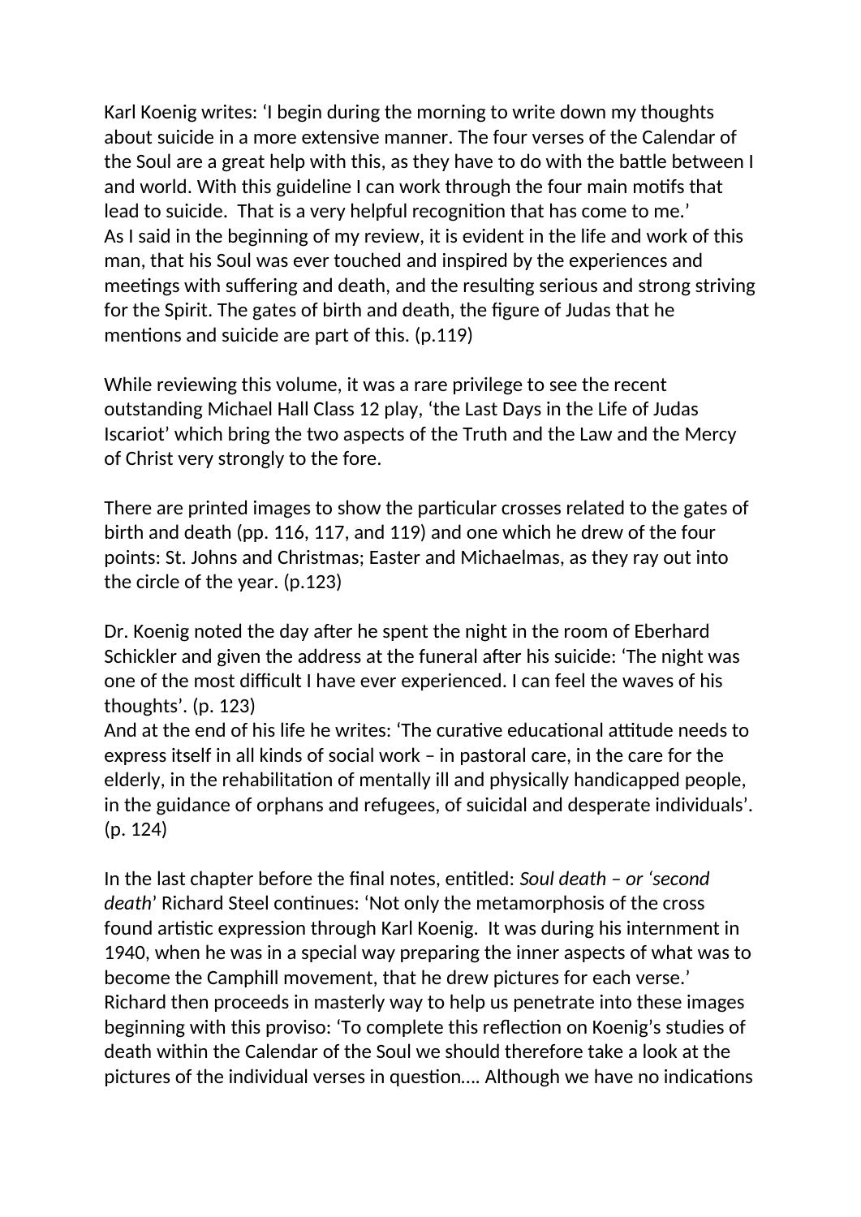Karl Koenig writes: 'I begin during the morning to write down my thoughts about suicide in a more extensive manner. The four verses of the Calendar of the Soul are a great help with this, as they have to do with the battle between I and world. With this guideline I can work through the four main motifs that lead to suicide. That is a very helpful recognition that has come to me.'
As I said in the beginning of my review, it is evident in the life and work of this man, that his Soul was ever touched and inspired by the experiences and meetings with suffering and death, and the resulting serious and strong striving for the Spirit. The gates of birth and death, the figure of Judas that he mentions and suicide are part of this. (p.119)

While reviewing this volume, it was a rare privilege to see the recent outstanding Michael Hall Class 12 play, 'the Last Days in the Life of Judas Iscariot' which bring the two aspects of the Truth and the Law and the Mercy of Christ very strongly to the fore.

There are printed images to show the particular crosses related to the gates of birth and death (pp. 116, 117, and 119) and one which he drew of the four points: St. Johns and Christmas; Easter and Michaelmas, as they ray out into the circle of the year. (p.123)

Dr. Koenig noted the day after he spent the night in the room of Eberhard Schickler and given the address at the funeral after his suicide: 'The night was one of the most difficult I have ever experienced. I can feel the waves of his thoughts'. (p. 123)
And at the end of his life he writes: 'The curative educational attitude needs to express itself in all kinds of social work – in pastoral care, in the care for the elderly, in the rehabilitation of mentally ill and physically handicapped people, in the guidance of orphans and refugees, of suicidal and desperate individuals'. (p. 124)

In the last chapter before the final notes, entitled: *Soul death – or 'second death'* Richard Steel continues: 'Not only the metamorphosis of the cross found artistic expression through Karl Koenig. It was during his internment in 1940, when he was in a special way preparing the inner aspects of what was to become the Camphill movement, that he drew pictures for each verse.'
Richard then proceeds in masterly way to help us penetrate into these images beginning with this proviso: 'To complete this reflection on Koenig's studies of death within the Calendar of the Soul we should therefore take a look at the pictures of the individual verses in question.... Although we have no indications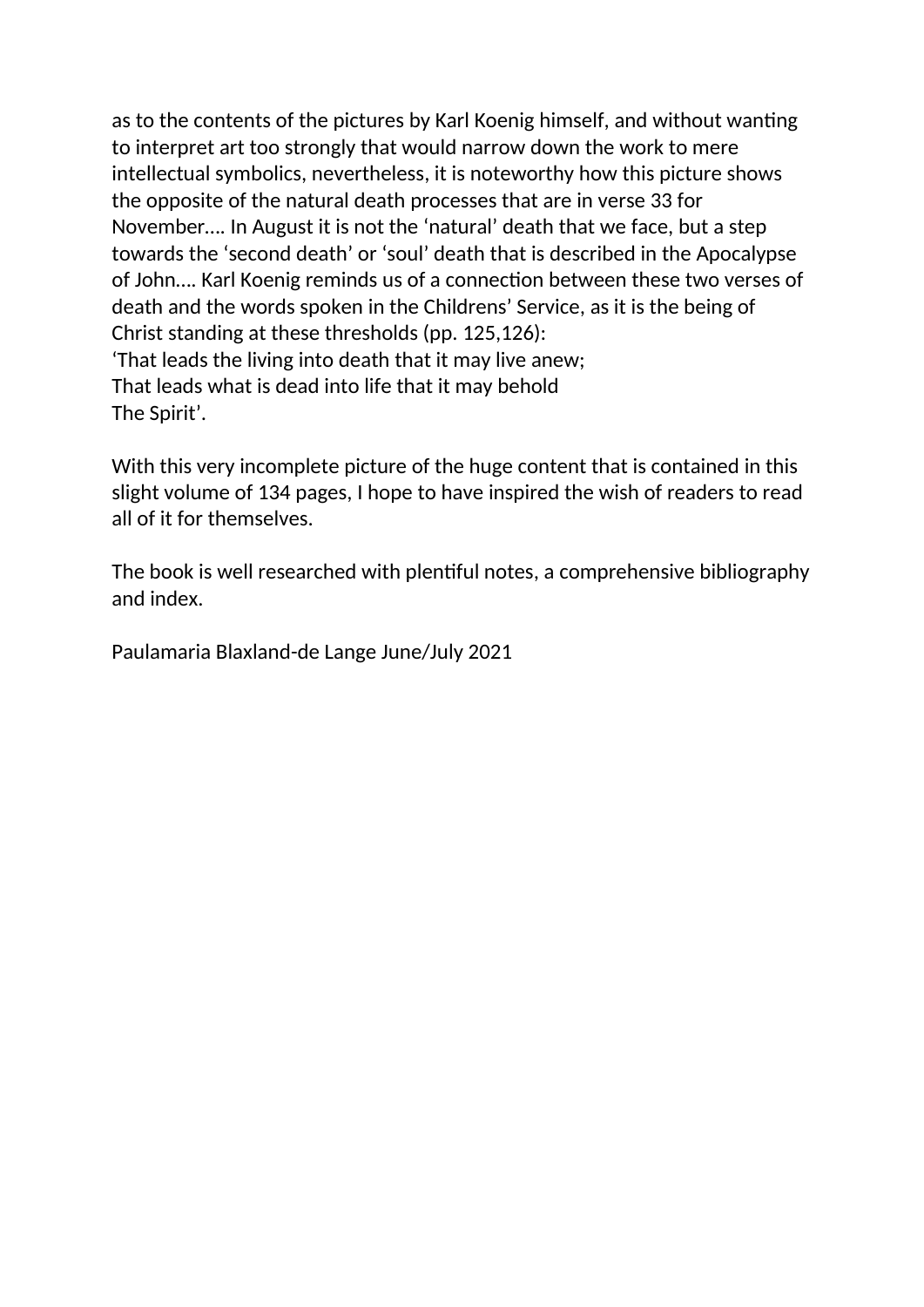as to the contents of the pictures by Karl Koenig himself, and without wanting to interpret art too strongly that would narrow down the work to mere intellectual symbolics, nevertheless, it is noteworthy how this picture shows the opposite of the natural death processes that are in verse 33 for November…. In August it is not the 'natural' death that we face, but a step towards the 'second death' or 'soul' death that is described in the Apocalypse of John…. Karl Koenig reminds us of a connection between these two verses of death and the words spoken in the Childrens' Service, as it is the being of Christ standing at these thresholds (pp. 125,126):
'That leads the living into death that it may live anew;
That leads what is dead into life that it may behold
The Spirit'.

With this very incomplete picture of the huge content that is contained in this slight volume of 134 pages, I hope to have inspired the wish of readers to read all of it for themselves.

The book is well researched with plentiful notes, a comprehensive bibliography and index.

Paulamaria Blaxland-de Lange June/July 2021